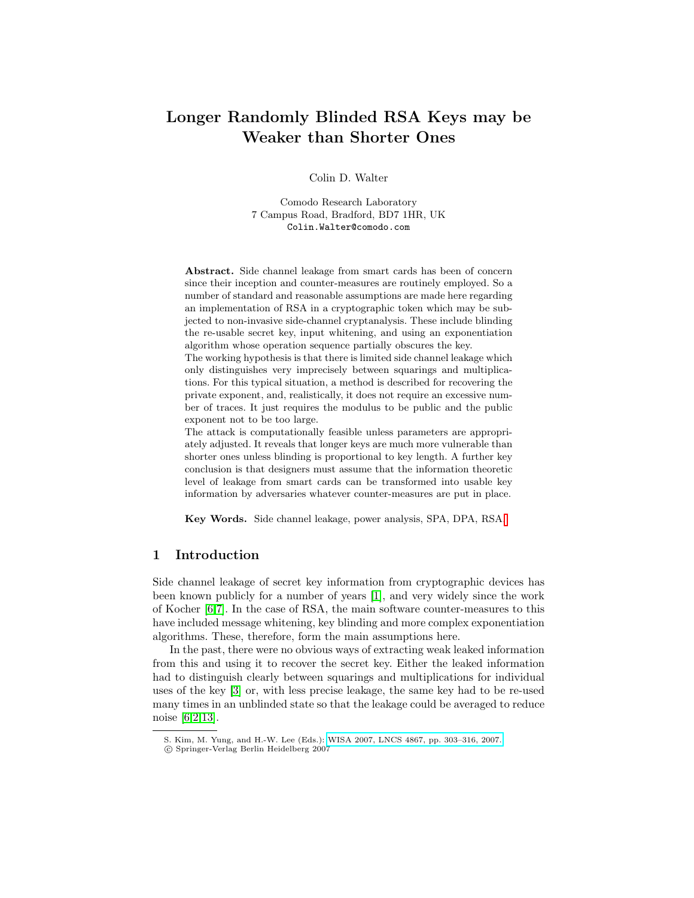# Longer Randomly Blinded RSA Keys may be Weaker than Shorter Ones

Colin D. Walter

Comodo Research Laboratory
7 Campus Road, Bradford, BD7 1HR, UK
Colin.Walter@comodo.com

**Abstract.** Side channel leakage from smart cards has been of concern since their inception and counter-measures are routinely employed. So a number of standard and reasonable assumptions are made here regarding an implementation of RSA in a cryptographic token which may be subjected to non-invasive side-channel cryptanalysis. These include blinding the re-usable secret key, input whitening, and using an exponentiation algorithm whose operation sequence partially obscures the key.
The working hypothesis is that there is limited side channel leakage which only distinguishes very imprecisely between squarings and multiplications. For this typical situation, a method is described for recovering the private exponent, and, realistically, it does not require an excessive number of traces. It just requires the modulus to be public and the public exponent not to be too large.
The attack is computationally feasible unless parameters are appropriately adjusted. It reveals that longer keys are much more vulnerable than shorter ones unless blinding is proportional to key length. A further key conclusion is that designers must assume that the information theoretic level of leakage from smart cards can be transformed into usable key information by adversaries whatever counter-measures are put in place.

**Key Words.** Side channel leakage, power analysis, SPA, DPA, RSA.

## 1 Introduction

Side channel leakage of secret key information from cryptographic devices has been known publicly for a number of years [1], and very widely since the work of Kocher [6,7]. In the case of RSA, the main software counter-measures to this have included message whitening, key blinding and more complex exponentiation algorithms. These, therefore, form the main assumptions here.

In the past, there were no obvious ways of extracting weak leaked information from this and using it to recover the secret key. Either the leaked information had to distinguish clearly between squarings and multiplications for individual uses of the key [3] or, with less precise leakage, the same key had to be re-used many times in an unblinded state so that the leakage could be averaged to reduce noise [6,2,13].

S. Kim, M. Yung, and H.-W. Lee (Eds.): WISA 2007, LNCS 4867, pp. 303–316, 2007.
© Springer-Verlag Berlin Heidelberg 2007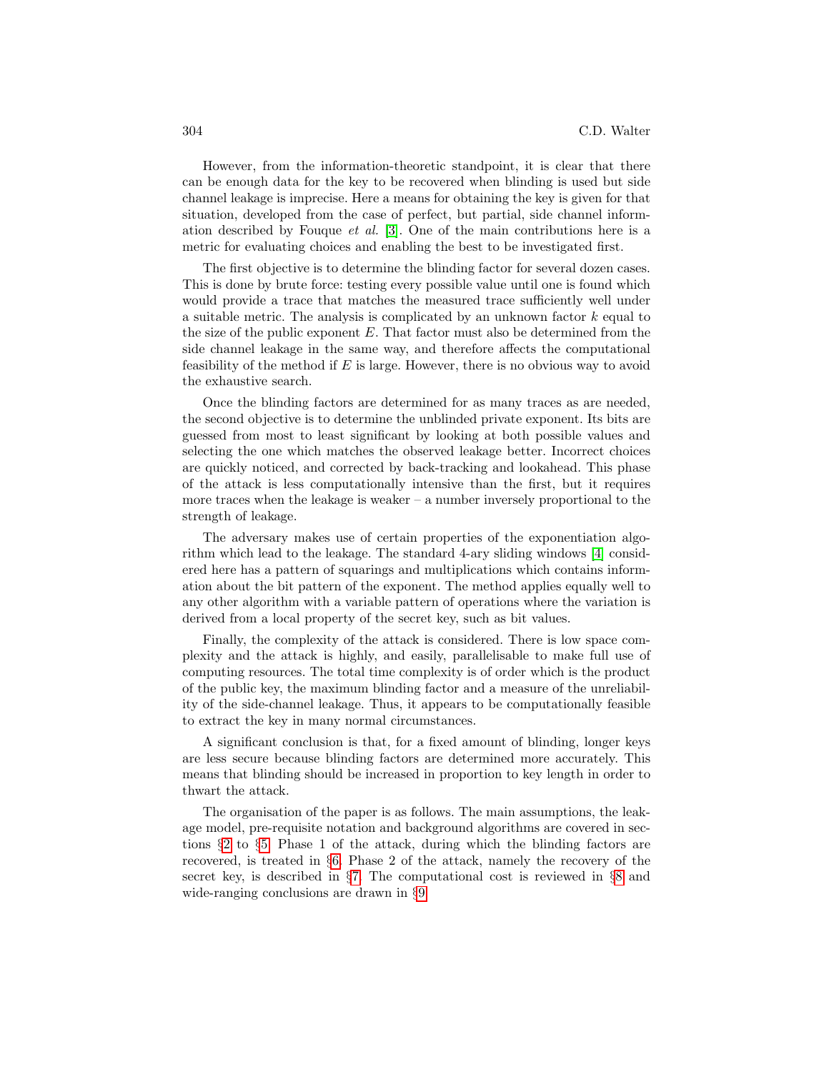However, from the information-theoretic standpoint, it is clear that there can be enough data for the key to be recovered when blinding is used but side channel leakage is imprecise. Here a means for obtaining the key is given for that situation, developed from the case of perfect, but partial, side channel information described by Fouque *et al.* [3]. One of the main contributions here is a metric for evaluating choices and enabling the best to be investigated first.

The first objective is to determine the blinding factor for several dozen cases. This is done by brute force: testing every possible value until one is found which would provide a trace that matches the measured trace sufficiently well under a suitable metric. The analysis is complicated by an unknown factor $k$ equal to the size of the public exponent $E$. That factor must also be determined from the side channel leakage in the same way, and therefore affects the computational feasibility of the method if $E$ is large. However, there is no obvious way to avoid the exhaustive search.

Once the blinding factors are determined for as many traces as are needed, the second objective is to determine the unblinded private exponent. Its bits are guessed from most to least significant by looking at both possible values and selecting the one which matches the observed leakage better. Incorrect choices are quickly noticed, and corrected by back-tracking and lookahead. This phase of the attack is less computationally intensive than the first, but it requires more traces when the leakage is weaker – a number inversely proportional to the strength of leakage.

The adversary makes use of certain properties of the exponentiation algorithm which lead to the leakage. The standard 4-ary sliding windows [4] considered here has a pattern of squarings and multiplications which contains information about the bit pattern of the exponent. The method applies equally well to any other algorithm with a variable pattern of operations where the variation is derived from a local property of the secret key, such as bit values.

Finally, the complexity of the attack is considered. There is low space complexity and the attack is highly, and easily, parallelisable to make full use of computing resources. The total time complexity is of order which is the product of the public key, the maximum blinding factor and a measure of the unreliability of the side-channel leakage. Thus, it appears to be computationally feasible to extract the key in many normal circumstances.

A significant conclusion is that, for a fixed amount of blinding, longer keys are less secure because blinding factors are determined more accurately. This means that blinding should be increased in proportion to key length in order to thwart the attack.

The organisation of the paper is as follows. The main assumptions, the leakage model, pre-requisite notation and background algorithms are covered in sections §2 to §5. Phase 1 of the attack, during which the blinding factors are recovered, is treated in §6. Phase 2 of the attack, namely the recovery of the secret key, is described in §7. The computational cost is reviewed in §8 and wide-ranging conclusions are drawn in §9.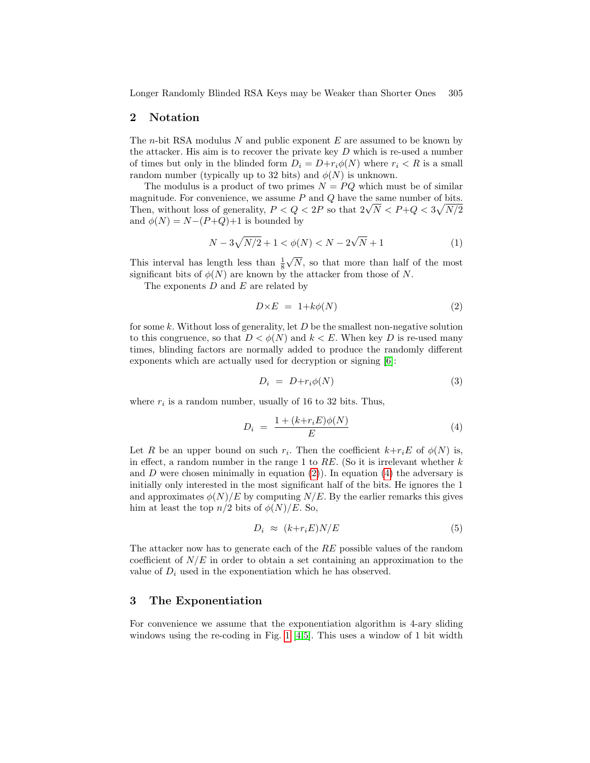## 2 Notation

The $n$-bit RSA modulus $N$ and public exponent $E$ are assumed to be known by the attacker. His aim is to recover the private key $D$ which is re-used a number of times but only in the blinded form $D_i = D + r_i\phi(N)$ where $r_i < R$ is a small random number (typically up to 32 bits) and $\phi(N)$ is unknown.

The modulus is a product of two primes $N = PQ$ which must be of similar magnitude. For convenience, we assume $P$ and $Q$ have the same number of bits. Then, without loss of generality, $P < Q < 2P$ so that $2\sqrt{N} < P+Q < 3\sqrt{N/2}$ and $\phi(N) = N-(P+Q)+1$ is bounded by

$$N - 3\sqrt{N/2} + 1 < \phi(N) < N - 2\sqrt{N} + 1 \tag{1}$$

This interval has length less than $\frac{1}{8}\sqrt{N}$, so that more than half of the most significant bits of $\phi(N)$ are known by the attacker from those of $N$.

The exponents $D$ and $E$ are related by

$$D \times E \ = \ 1 + k\phi(N) \tag{2}$$

for some $k$. Without loss of generality, let $D$ be the smallest non-negative solution to this congruence, so that $D < \phi(N)$ and $k < E$. When key $D$ is re-used many times, blinding factors are normally added to produce the randomly different exponents which are actually used for decryption or signing [6]:

$$D_i \ = \ D + r_i\phi(N) \tag{3}$$

where $r_i$ is a random number, usually of 16 to 32 bits. Thus,

$$D_i \ = \ \frac{1 + (k + r_i E)\phi(N)}{E} \tag{4}$$

Let $R$ be an upper bound on such $r_i$. Then the coefficient $k + r_i E$ of $\phi(N)$ is, in effect, a random number in the range 1 to $RE$. (So it is irrelevant whether $k$ and $D$ were chosen minimally in equation (2)). In equation (4) the adversary is initially only interested in the most significant half of the bits. He ignores the 1 and approximates $\phi(N)/E$ by computing $N/E$. By the earlier remarks this gives him at least the top $n/2$ bits of $\phi(N)/E$. So,

$$D_i \ \approx \ (k + r_i E)N/E \tag{5}$$

The attacker now has to generate each of the $RE$ possible values of the random coefficient of $N/E$ in order to obtain a set containing an approximation to the value of $D_i$ used in the exponentiation which he has observed.

## 3 The Exponentiation

For convenience we assume that the exponentiation algorithm is 4-ary sliding windows using the re-coding in Fig. 1 [4,5]. This uses a window of 1 bit width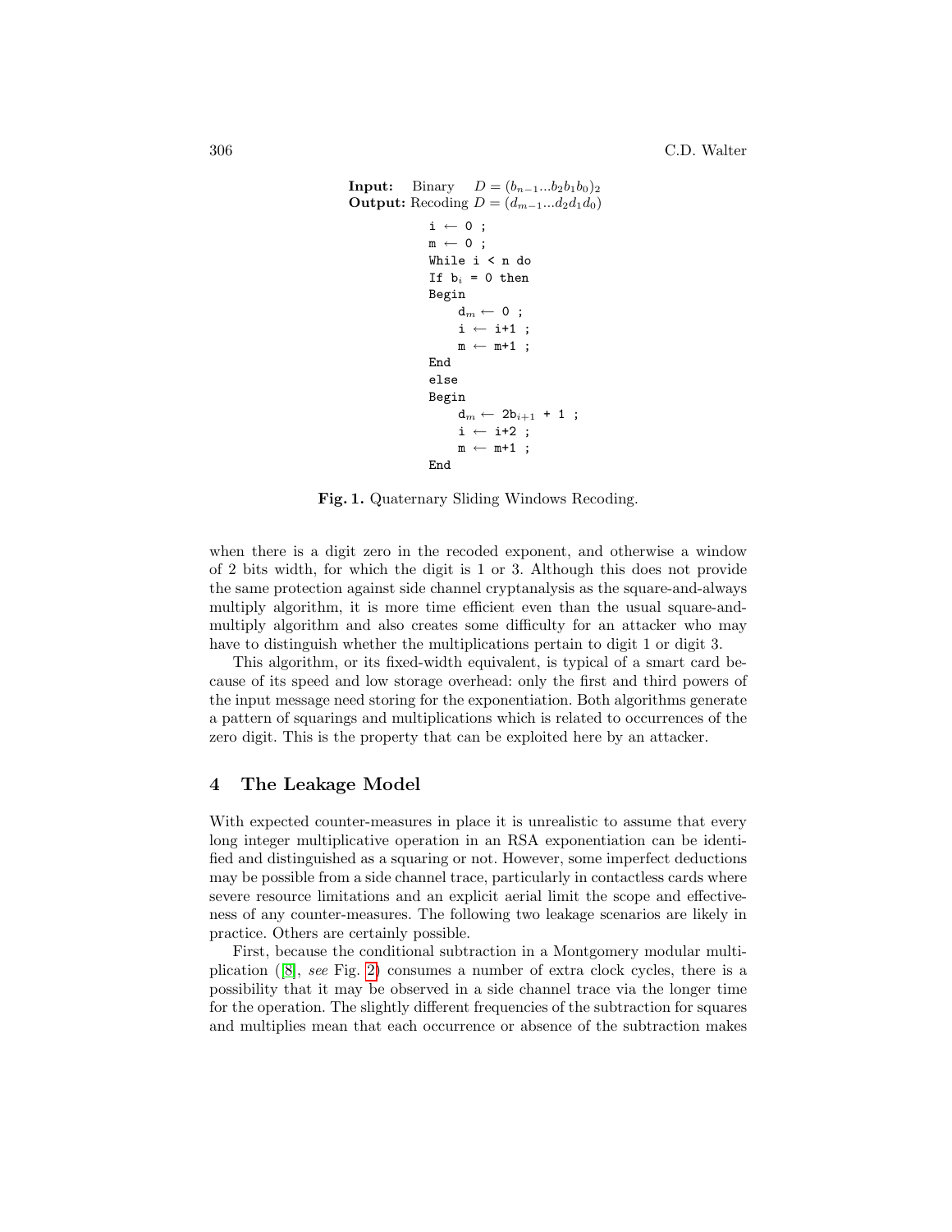**Input:** Binary $D = (b_{n-1}...b_2b_1b_0)_2$
**Output:** Recoding $D = (d_{m-1}...d_2d_1d_0)$

```
i ← 0 ;
m ← 0 ;
While i < n do
If b_i = 0 then
Begin
    d_m ← 0 ;
    i ← i+1 ;
    m ← m+1 ;
End
else
Begin
    d_m ← 2b_{i+1} + 1 ;
    i ← i+2 ;
    m ← m+1 ;
End
```

**Fig. 1.** Quaternary Sliding Windows Recoding.

when there is a digit zero in the recoded exponent, and otherwise a window of 2 bits width, for which the digit is 1 or 3. Although this does not provide the same protection against side channel cryptanalysis as the square-and-always multiply algorithm, it is more time efficient even than the usual square-and-multiply algorithm and also creates some difficulty for an attacker who may have to distinguish whether the multiplications pertain to digit 1 or digit 3.

This algorithm, or its fixed-width equivalent, is typical of a smart card because of its speed and low storage overhead: only the first and third powers of the input message need storing for the exponentiation. Both algorithms generate a pattern of squarings and multiplications which is related to occurrences of the zero digit. This is the property that can be exploited here by an attacker.

## 4 The Leakage Model

With expected counter-measures in place it is unrealistic to assume that every long integer multiplicative operation in an RSA exponentiation can be identified and distinguished as a squaring or not. However, some imperfect deductions may be possible from a side channel trace, particularly in contactless cards where severe resource limitations and an explicit aerial limit the scope and effectiveness of any counter-measures. The following two leakage scenarios are likely in practice. Others are certainly possible.

First, because the conditional subtraction in a Montgomery modular multiplication ([8], *see* Fig. 2) consumes a number of extra clock cycles, there is a possibility that it may be observed in a side channel trace via the longer time for the operation. The slightly different frequencies of the subtraction for squares and multiplies mean that each occurrence or absence of the subtraction makes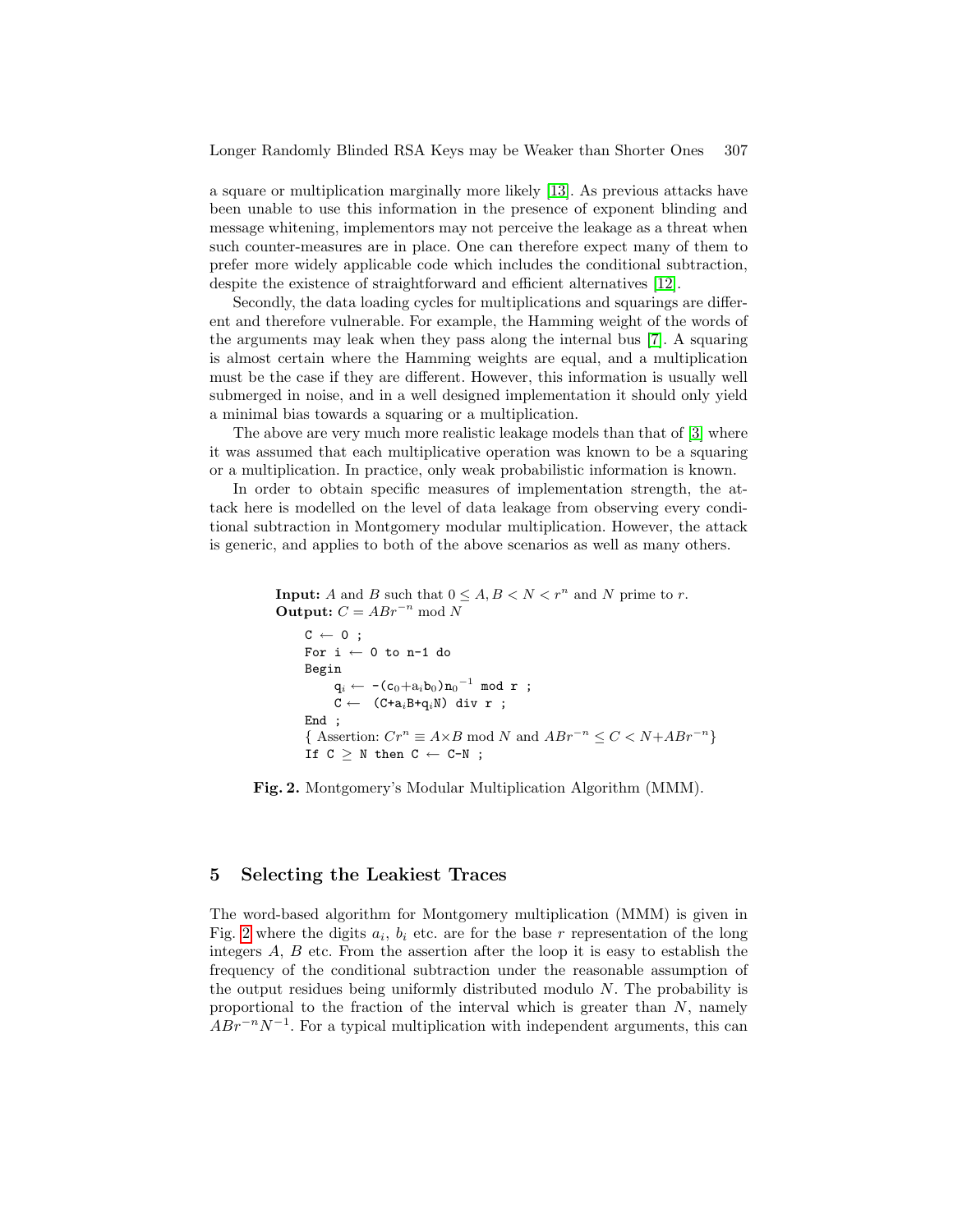a square or multiplication marginally more likely [13]. As previous attacks have been unable to use this information in the presence of exponent blinding and message whitening, implementors may not perceive the leakage as a threat when such counter-measures are in place. One can therefore expect many of them to prefer more widely applicable code which includes the conditional subtraction, despite the existence of straightforward and efficient alternatives [12].

Secondly, the data loading cycles for multiplications and squarings are different and therefore vulnerable. For example, the Hamming weight of the words of the arguments may leak when they pass along the internal bus [7]. A squaring is almost certain where the Hamming weights are equal, and a multiplication must be the case if they are different. However, this information is usually well submerged in noise, and in a well designed implementation it should only yield a minimal bias towards a squaring or a multiplication.

The above are very much more realistic leakage models than that of [3] where it was assumed that each multiplicative operation was known to be a squaring or a multiplication. In practice, only weak probabilistic information is known.

In order to obtain specific measures of implementation strength, the attack here is modelled on the level of data leakage from observing every conditional subtraction in Montgomery modular multiplication. However, the attack is generic, and applies to both of the above scenarios as well as many others.

**Input:** $A$ and $B$ such that $0 \leq A, B < N < r^n$ and $N$ prime to $r$.
**Output:** $C = ABr^{-n} \bmod N$

```
C ← 0 ;
For i ← 0 to n-1 do
Begin
    q_i ← -(c_0+a_i b_0)n_0^-1 mod r ;
    C ← (C+a_i B+q_i N) div r ;
End ;
{ Assertion: Cr^n ≡ A×B mod N and ABr^-n ≤ C < N+ABr^-n }
If C ≥ N then C ← C-N ;
```

**Fig. 2.** Montgomery's Modular Multiplication Algorithm (MMM).

## 5 Selecting the Leakiest Traces

The word-based algorithm for Montgomery multiplication (MMM) is given in Fig. 2 where the digits $a_i$, $b_i$ etc. are for the base $r$ representation of the long integers $A$, $B$ etc. From the assertion after the loop it is easy to establish the frequency of the conditional subtraction under the reasonable assumption of the output residues being uniformly distributed modulo $N$. The probability is proportional to the fraction of the interval which is greater than $N$, namely $ABr^{-n}N^{-1}$. For a typical multiplication with independent arguments, this can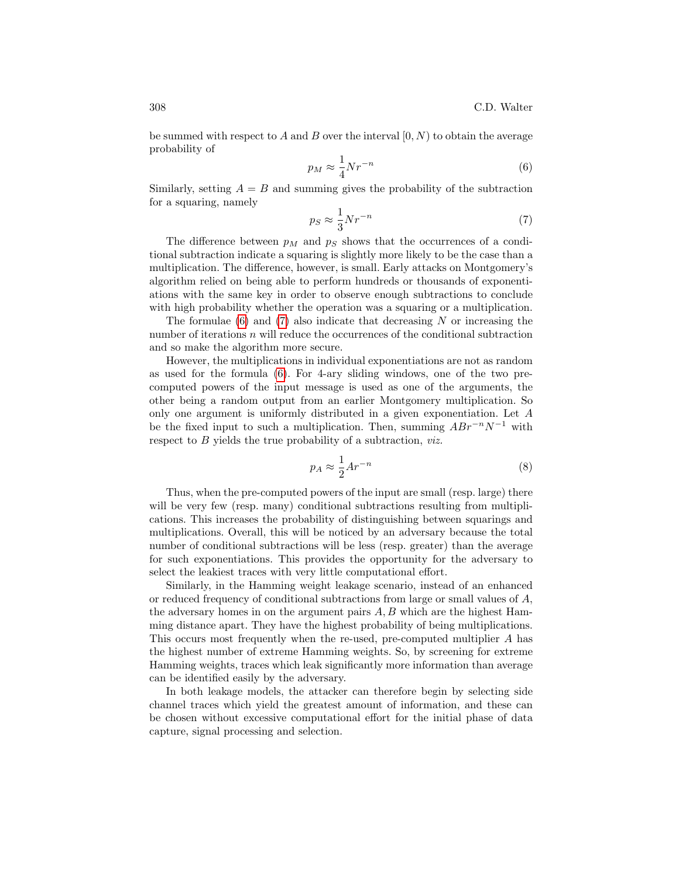be summed with respect to $A$ and $B$ over the interval $[0, N)$ to obtain the average probability of

$$p_M \approx \frac{1}{4} N r^{-n} \tag{6}$$

Similarly, setting $A = B$ and summing gives the probability of the subtraction for a squaring, namely

$$p_S \approx \frac{1}{3} N r^{-n} \tag{7}$$

The difference between $p_M$ and $p_S$ shows that the occurrences of a conditional subtraction indicate a squaring is slightly more likely to be the case than a multiplication. The difference, however, is small. Early attacks on Montgomery's algorithm relied on being able to perform hundreds or thousands of exponentiations with the same key in order to observe enough subtractions to conclude with high probability whether the operation was a squaring or a multiplication.

The formulae (6) and (7) also indicate that decreasing $N$ or increasing the number of iterations $n$ will reduce the occurrences of the conditional subtraction and so make the algorithm more secure.

However, the multiplications in individual exponentiations are not as random as used for the formula (6). For 4-ary sliding windows, one of the two pre-computed powers of the input message is used as one of the arguments, the other being a random output from an earlier Montgomery multiplication. So only one argument is uniformly distributed in a given exponentiation. Let $A$ be the fixed input to such a multiplication. Then, summing $ABr^{-n}N^{-1}$ with respect to $B$ yields the true probability of a subtraction, *viz.*

$$p_A \approx \frac{1}{2} A r^{-n} \tag{8}$$

Thus, when the pre-computed powers of the input are small (resp. large) there will be very few (resp. many) conditional subtractions resulting from multiplications. This increases the probability of distinguishing between squarings and multiplications. Overall, this will be noticed by an adversary because the total number of conditional subtractions will be less (resp. greater) than the average for such exponentiations. This provides the opportunity for the adversary to select the leakiest traces with very little computational effort.

Similarly, in the Hamming weight leakage scenario, instead of an enhanced or reduced frequency of conditional subtractions from large or small values of $A$, the adversary homes in on the argument pairs $A, B$ which are the highest Hamming distance apart. They have the highest probability of being multiplications. This occurs most frequently when the re-used, pre-computed multiplier $A$ has the highest number of extreme Hamming weights. So, by screening for extreme Hamming weights, traces which leak significantly more information than average can be identified easily by the adversary.

In both leakage models, the attacker can therefore begin by selecting side channel traces which yield the greatest amount of information, and these can be chosen without excessive computational effort for the initial phase of data capture, signal processing and selection.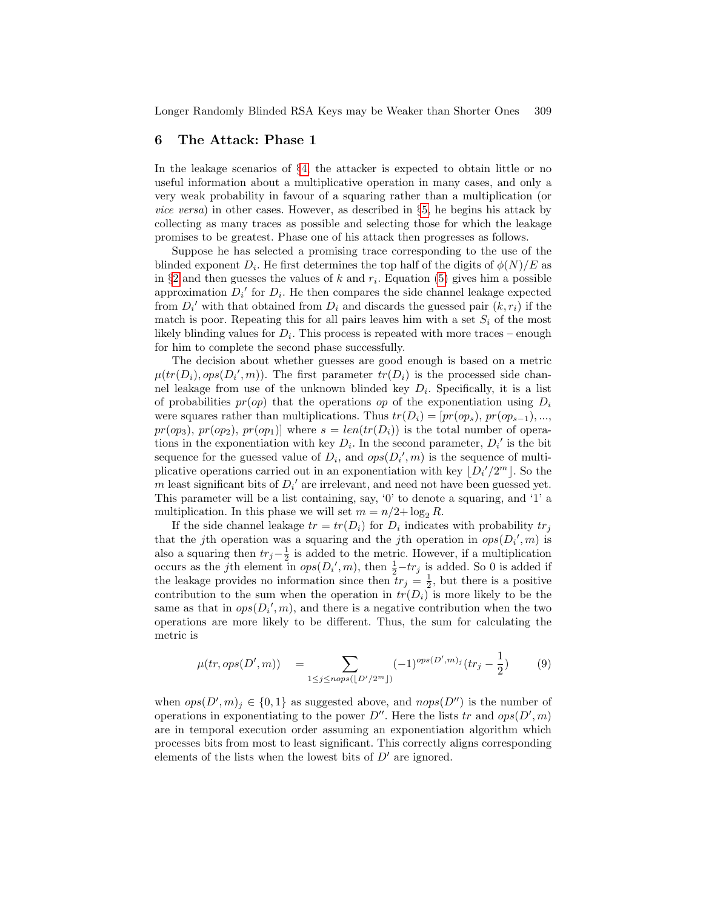## 6 The Attack: Phase 1

In the leakage scenarios of §4, the attacker is expected to obtain little or no useful information about a multiplicative operation in many cases, and only a very weak probability in favour of a squaring rather than a multiplication (or *vice versa*) in other cases. However, as described in §5, he begins his attack by collecting as many traces as possible and selecting those for which the leakage promises to be greatest. Phase one of his attack then progresses as follows.

Suppose he has selected a promising trace corresponding to the use of the blinded exponent $D_i$. He first determines the top half of the digits of $\phi(N)/E$ as in §2 and then guesses the values of $k$ and $r_i$. Equation (5) gives him a possible approximation ${D_i}'$ for $D_i$. He then compares the side channel leakage expected from ${D_i}'$ with that obtained from $D_i$ and discards the guessed pair $(k, r_i)$ if the match is poor. Repeating this for all pairs leaves him with a set $S_i$ of the most likely blinding values for $D_i$. This process is repeated with more traces – enough for him to complete the second phase successfully.

The decision about whether guesses are good enough is based on a metric $\mu(tr(D_i), ops({D_i}', m))$. The first parameter $tr(D_i)$ is the processed side channel leakage from use of the unknown blinded key $D_i$. Specifically, it is a list of probabilities $pr(op)$ that the operations $op$ of the exponentiation using $D_i$ were squares rather than multiplications. Thus $tr(D_i) = [pr(op_s), pr(op_{s-1}), ..., pr(op_3), pr(op_2), pr(op_1)]$ where $s = len(tr(D_i))$ is the total number of operations in the exponentiation with key $D_i$. In the second parameter, ${D_i}'$ is the bit sequence for the guessed value of $D_i$, and $ops({D_i}', m)$ is the sequence of multiplicative operations carried out in an exponentiation with key $\lfloor {D_i}'/2^m \rfloor$. So the $m$ least significant bits of ${D_i}'$ are irrelevant, and need not have been guessed yet. This parameter will be a list containing, say, '0' to denote a squaring, and '1' a multiplication. In this phase we will set $m = n/2 + \log_2 R$.

If the side channel leakage $tr = tr(D_i)$ for $D_i$ indicates with probability $tr_j$ that the $j$th operation was a squaring and the $j$th operation in $ops({D_i}', m)$ is also a squaring then $tr_j - \frac{1}{2}$ is added to the metric. However, if a multiplication occurs as the $j$th element in $ops({D_i}', m)$, then $\frac{1}{2} - tr_j$ is added. So 0 is added if the leakage provides no information since then $tr_j = \frac{1}{2}$, but there is a positive contribution to the sum when the operation in $tr(D_i)$ is more likely to be the same as that in $ops({D_i}', m)$, and there is a negative contribution when the two operations are more likely to be different. Thus, the sum for calculating the metric is

$$\mu(tr, ops(D', m)) \quad = \sum_{1 \le j \le nops(\lfloor D'/2^m \rfloor)} (-1)^{ops(D',m)_j} (tr_j - \frac{1}{2}) \qquad (9)$$

when $ops(D', m)_j \in \{0, 1\}$ as suggested above, and $nops(D'')$ is the number of operations in exponentiating to the power $D''$. Here the lists $tr$ and $ops(D', m)$ are in temporal execution order assuming an exponentiation algorithm which processes bits from most to least significant. This correctly aligns corresponding elements of the lists when the lowest bits of $D'$ are ignored.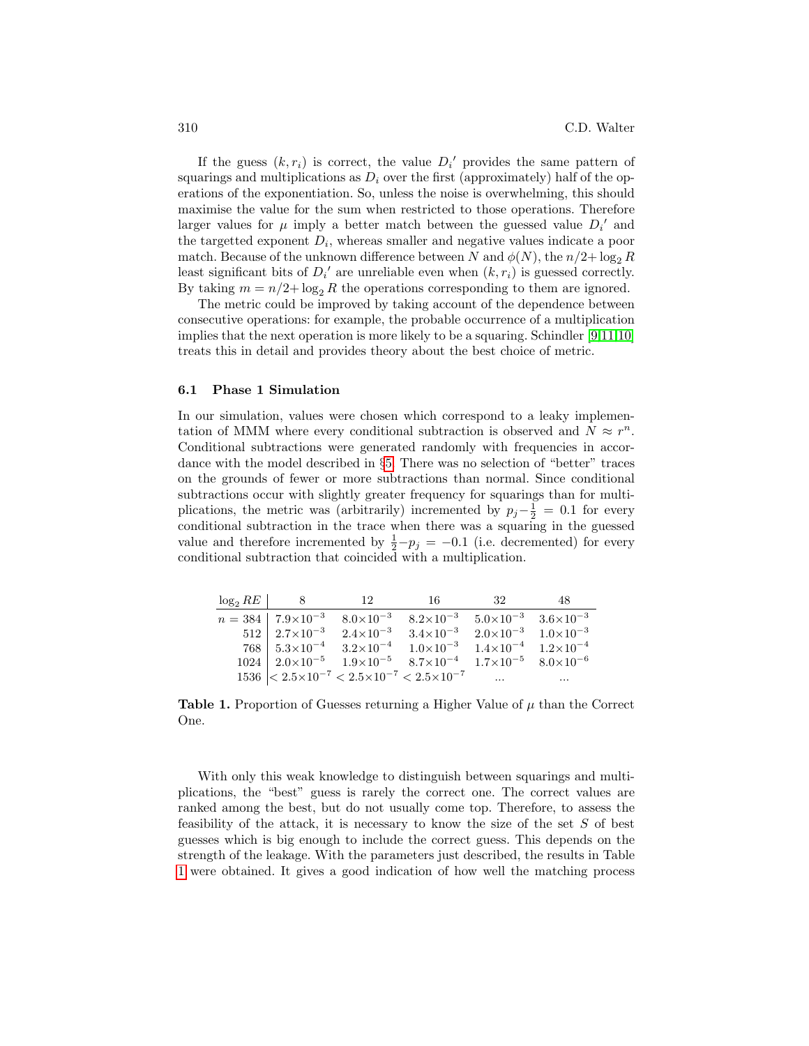If the guess $(k, r_i)$ is correct, the value $D_i'$ provides the same pattern of squarings and multiplications as $D_i$ over the first (approximately) half of the operations of the exponentiation. So, unless the noise is overwhelming, this should maximise the value for the sum when restricted to those operations. Therefore larger values for $\mu$ imply a better match between the guessed value $D_i'$ and the targetted exponent $D_i$, whereas smaller and negative values indicate a poor match. Because of the unknown difference between $N$ and $\phi(N)$, the $n/2+\log_2 R$ least significant bits of $D_i'$ are unreliable even when $(k, r_i)$ is guessed correctly. By taking $m = n/2+\log_2 R$ the operations corresponding to them are ignored.

The metric could be improved by taking account of the dependence between consecutive operations: for example, the probable occurrence of a multiplication implies that the next operation is more likely to be a squaring. Schindler [9,11,10] treats this in detail and provides theory about the best choice of metric.

### 6.1 Phase 1 Simulation

In our simulation, values were chosen which correspond to a leaky implementation of MMM where every conditional subtraction is observed and $N \approx r^n$. Conditional subtractions were generated randomly with frequencies in accordance with the model described in §5. There was no selection of "better" traces on the grounds of fewer or more subtractions than normal. Since conditional subtractions occur with slightly greater frequency for squarings than for multiplications, the metric was (arbitrarily) incremented by $p_j - \frac{1}{2} = 0.1$ for every conditional subtraction in the trace when there was a squaring in the guessed value and therefore incremented by $\frac{1}{2} - p_j = -0.1$ (i.e. decremented) for every conditional subtraction that coincided with a multiplication.

| $\log_2 RE$ | 8 | 12 | 16 | 32 | 48 |
|---|---|---|---|---|---|
| $n = 384$ | $7.9\times10^{-3}$ | $8.0\times10^{-3}$ | $8.2\times10^{-3}$ | $5.0\times10^{-3}$ | $3.6\times10^{-3}$ |
| 512 | $2.7\times10^{-3}$ | $2.4\times10^{-3}$ | $3.4\times10^{-3}$ | $2.0\times10^{-3}$ | $1.0\times10^{-3}$ |
| 768 | $5.3\times10^{-4}$ | $3.2\times10^{-4}$ | $1.0\times10^{-3}$ | $1.4\times10^{-4}$ | $1.2\times10^{-4}$ |
| 1024 | $2.0\times10^{-5}$ | $1.9\times10^{-5}$ | $8.7\times10^{-4}$ | $1.7\times10^{-5}$ | $8.0\times10^{-6}$ |
| 1536 | $< 2.5\times10^{-7}$ | $< 2.5\times10^{-7}$ | $< 2.5\times10^{-7}$ | ... | ... |

**Table 1.** Proportion of Guesses returning a Higher Value of $\mu$ than the Correct One.

With only this weak knowledge to distinguish between squarings and multiplications, the "best" guess is rarely the correct one. The correct values are ranked among the best, but do not usually come top. Therefore, to assess the feasibility of the attack, it is necessary to know the size of the set $S$ of best guesses which is big enough to include the correct guess. This depends on the strength of the leakage. With the parameters just described, the results in Table 1 were obtained. It gives a good indication of how well the matching process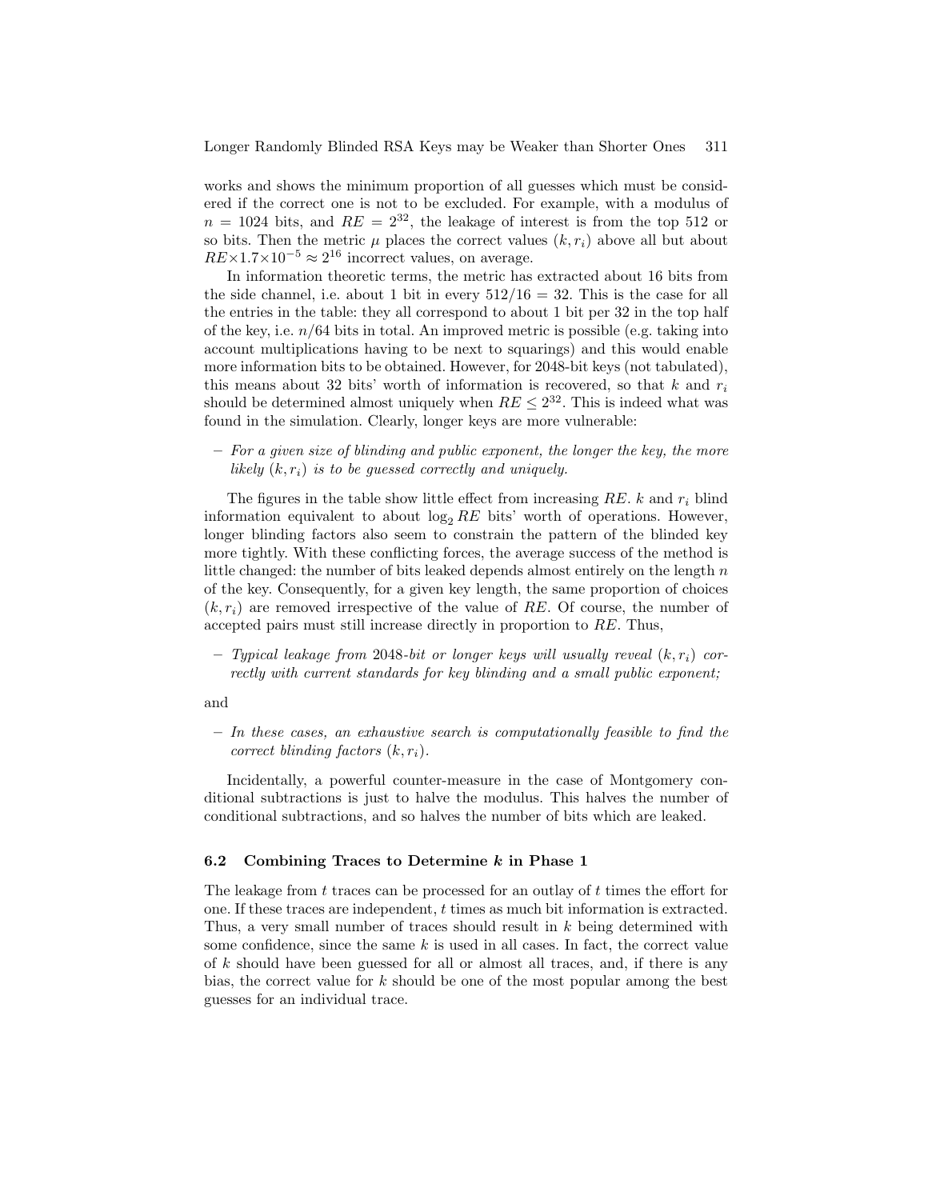works and shows the minimum proportion of all guesses which must be considered if the correct one is not to be excluded. For example, with a modulus of $n = 1024$ bits, and $RE = 2^{32}$, the leakage of interest is from the top 512 or so bits. Then the metric $\mu$ places the correct values $(k, r_i)$ above all but about $RE \times 1.7 \times 10^{-5} \approx 2^{16}$ incorrect values, on average.

In information theoretic terms, the metric has extracted about 16 bits from the side channel, i.e. about 1 bit in every $512/16 = 32$. This is the case for all the entries in the table: they all correspond to about 1 bit per 32 in the top half of the key, i.e. $n/64$ bits in total. An improved metric is possible (e.g. taking into account multiplications having to be next to squarings) and this would enable more information bits to be obtained. However, for 2048-bit keys (not tabulated), this means about 32 bits' worth of information is recovered, so that $k$ and $r_i$ should be determined almost uniquely when $RE \leq 2^{32}$. This is indeed what was found in the simulation. Clearly, longer keys are more vulnerable:

– *For a given size of blinding and public exponent, the longer the key, the more likely $(k, r_i)$ is to be guessed correctly and uniquely.*

The figures in the table show little effect from increasing $RE$. $k$ and $r_i$ blind information equivalent to about $\log_2 RE$ bits' worth of operations. However, longer blinding factors also seem to constrain the pattern of the blinded key more tightly. With these conflicting forces, the average success of the method is little changed: the number of bits leaked depends almost entirely on the length $n$ of the key. Consequently, for a given key length, the same proportion of choices $(k, r_i)$ are removed irrespective of the value of $RE$. Of course, the number of accepted pairs must still increase directly in proportion to $RE$. Thus,

– *Typical leakage from 2048-bit or longer keys will usually reveal $(k, r_i)$ correctly with current standards for key blinding and a small public exponent;*

and

– *In these cases, an exhaustive search is computationally feasible to find the correct blinding factors $(k, r_i)$.*

Incidentally, a powerful counter-measure in the case of Montgomery conditional subtractions is just to halve the modulus. This halves the number of conditional subtractions, and so halves the number of bits which are leaked.

### 6.2 Combining Traces to Determine $k$ in Phase 1

The leakage from $t$ traces can be processed for an outlay of $t$ times the effort for one. If these traces are independent, $t$ times as much bit information is extracted. Thus, a very small number of traces should result in $k$ being determined with some confidence, since the same $k$ is used in all cases. In fact, the correct value of $k$ should have been guessed for all or almost all traces, and, if there is any bias, the correct value for $k$ should be one of the most popular among the best guesses for an individual trace.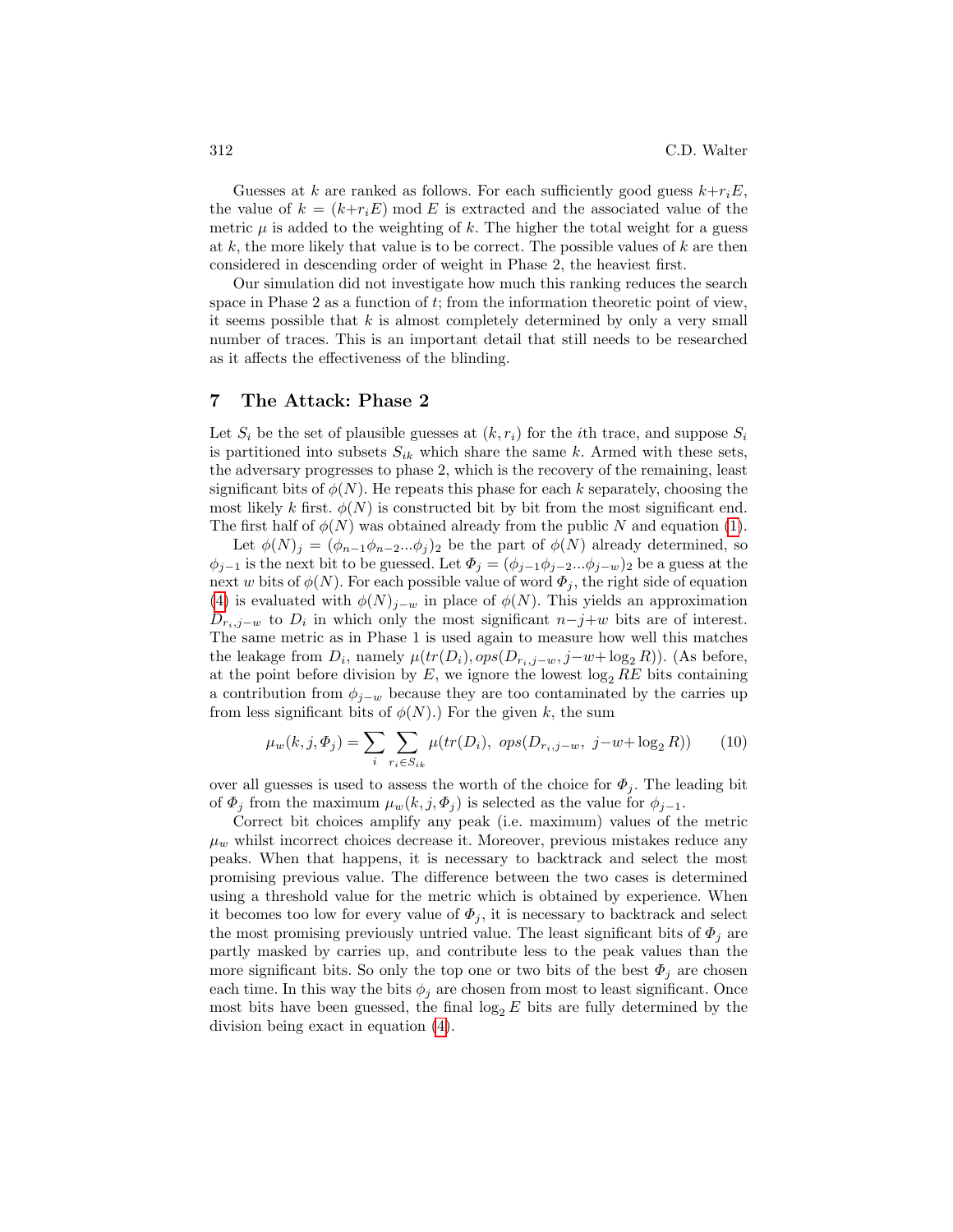Guesses at $k$ are ranked as follows. For each sufficiently good guess $k+r_iE$, the value of $k = (k+r_iE) \bmod E$ is extracted and the associated value of the metric $\mu$ is added to the weighting of $k$. The higher the total weight for a guess at $k$, the more likely that value is to be correct. The possible values of $k$ are then considered in descending order of weight in Phase 2, the heaviest first.

Our simulation did not investigate how much this ranking reduces the search space in Phase 2 as a function of $t$; from the information theoretic point of view, it seems possible that $k$ is almost completely determined by only a very small number of traces. This is an important detail that still needs to be researched as it affects the effectiveness of the blinding.

## 7 The Attack: Phase 2

Let $S_i$ be the set of plausible guesses at $(k, r_i)$ for the $i$th trace, and suppose $S_i$ is partitioned into subsets $S_{ik}$ which share the same $k$. Armed with these sets, the adversary progresses to phase 2, which is the recovery of the remaining, least significant bits of $\phi(N)$. He repeats this phase for each $k$ separately, choosing the most likely $k$ first. $\phi(N)$ is constructed bit by bit from the most significant end. The first half of $\phi(N)$ was obtained already from the public $N$ and equation (1).

Let $\phi(N)_j = (\phi_{n-1}\phi_{n-2}...\phi_j)_2$ be the part of $\phi(N)$ already determined, so $\phi_{j-1}$ is the next bit to be guessed. Let $\Phi_j = (\phi_{j-1}\phi_{j-2}...\phi_{j-w})_2$ be a guess at the next $w$ bits of $\phi(N)$. For each possible value of word $\Phi_j$, the right side of equation (4) is evaluated with $\phi(N)_{j-w}$ in place of $\phi(N)$. This yields an approximation $D_{r_i,j-w}$ to $D_i$ in which only the most significant $n-j+w$ bits are of interest. The same metric as in Phase 1 is used again to measure how well this matches the leakage from $D_i$, namely $\mu(tr(D_i), ops(D_{r_i,j-w}, j-w+\log_2 R))$. (As before, at the point before division by $E$, we ignore the lowest $\log_2 RE$ bits containing a contribution from $\phi_{j-w}$ because they are too contaminated by the carries up from less significant bits of $\phi(N)$.) For the given $k$, the sum

$$\mu_w(k, j, \Phi_j) = \sum_i \sum_{r_i \in S_{ik}} \mu(tr(D_i),\ ops(D_{r_i,j-w},\ j-w+\log_2 R)) \qquad (10)$$

over all guesses is used to assess the worth of the choice for $\Phi_j$. The leading bit of $\Phi_j$ from the maximum $\mu_w(k, j, \Phi_j)$ is selected as the value for $\phi_{j-1}$.

Correct bit choices amplify any peak (i.e. maximum) values of the metric $\mu_w$ whilst incorrect choices decrease it. Moreover, previous mistakes reduce any peaks. When that happens, it is necessary to backtrack and select the most promising previous value. The difference between the two cases is determined using a threshold value for the metric which is obtained by experience. When it becomes too low for every value of $\Phi_j$, it is necessary to backtrack and select the most promising previously untried value. The least significant bits of $\Phi_j$ are partly masked by carries up, and contribute less to the peak values than the more significant bits. So only the top one or two bits of the best $\Phi_j$ are chosen each time. In this way the bits $\phi_j$ are chosen from most to least significant. Once most bits have been guessed, the final $\log_2 E$ bits are fully determined by the division being exact in equation (4).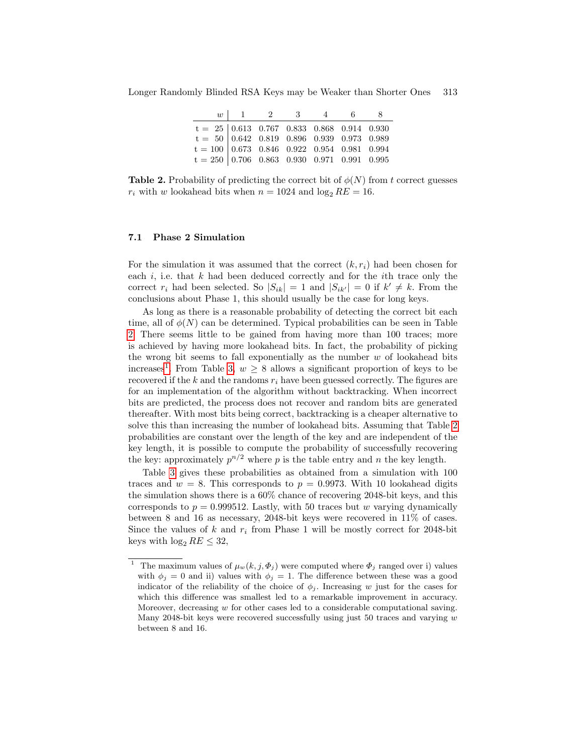| $w$ | 1 | 2 | 3 | 4 | 6 | 8 |
|---|---|---|---|---|---|---|
| t = 25 | 0.613 | 0.767 | 0.833 | 0.868 | 0.914 | 0.930 |
| t = 50 | 0.642 | 0.819 | 0.896 | 0.939 | 0.973 | 0.989 |
| t = 100 | 0.673 | 0.846 | 0.922 | 0.954 | 0.981 | 0.994 |
| t = 250 | 0.706 | 0.863 | 0.930 | 0.971 | 0.991 | 0.995 |

**Table 2.** Probability of predicting the correct bit of $\phi(N)$ from $t$ correct guesses $r_i$ with $w$ lookahead bits when $n = 1024$ and $\log_2 RE = 16$.

### 7.1 Phase 2 Simulation

For the simulation it was assumed that the correct $(k, r_i)$ had been chosen for each $i$, i.e. that $k$ had been deduced correctly and for the $i$th trace only the correct $r_i$ had been selected. So $|S_{ik}| = 1$ and $|S_{ik'}| = 0$ if $k' \neq k$. From the conclusions about Phase 1, this should usually be the case for long keys.

As long as there is a reasonable probability of detecting the correct bit each time, all of $\phi(N)$ can be determined. Typical probabilities can be seen in Table 2. There seems little to be gained from having more than 100 traces; more is achieved by having more lookahead bits. In fact, the probability of picking the wrong bit seems to fall exponentially as the number $w$ of lookahead bits increases[1]. From Table 3, $w \geq 8$ allows a significant proportion of keys to be recovered if the $k$ and the randoms $r_i$ have been guessed correctly. The figures are for an implementation of the algorithm without backtracking. When incorrect bits are predicted, the process does not recover and random bits are generated thereafter. With most bits being correct, backtracking is a cheaper alternative to solve this than increasing the number of lookahead bits. Assuming that Table 2 probabilities are constant over the length of the key and are independent of the key length, it is possible to compute the probability of successfully recovering the key: approximately $p^{n/2}$ where $p$ is the table entry and $n$ the key length.

Table 3 gives these probabilities as obtained from a simulation with 100 traces and $w = 8$. This corresponds to $p = 0.9973$. With 10 lookahead digits the simulation shows there is a 60% chance of recovering 2048-bit keys, and this corresponds to $p = 0.999512$. Lastly, with 50 traces but $w$ varying dynamically between 8 and 16 as necessary, 2048-bit keys were recovered in 11% of cases. Since the values of $k$ and $r_i$ from Phase 1 will be mostly correct for 2048-bit keys with $\log_2 RE \leq 32$,

---

[1] The maximum values of $\mu_w(k, j, \Phi_j)$ were computed where $\Phi_j$ ranged over i) values with $\phi_j = 0$ and ii) values with $\phi_j = 1$. The difference between these was a good indicator of the reliability of the choice of $\phi_j$. Increasing $w$ just for the cases for which this difference was smallest led to a remarkable improvement in accuracy. Moreover, decreasing $w$ for other cases led to a considerable computational saving. Many 2048-bit keys were recovered successfully using just 50 traces and varying $w$ between 8 and 16.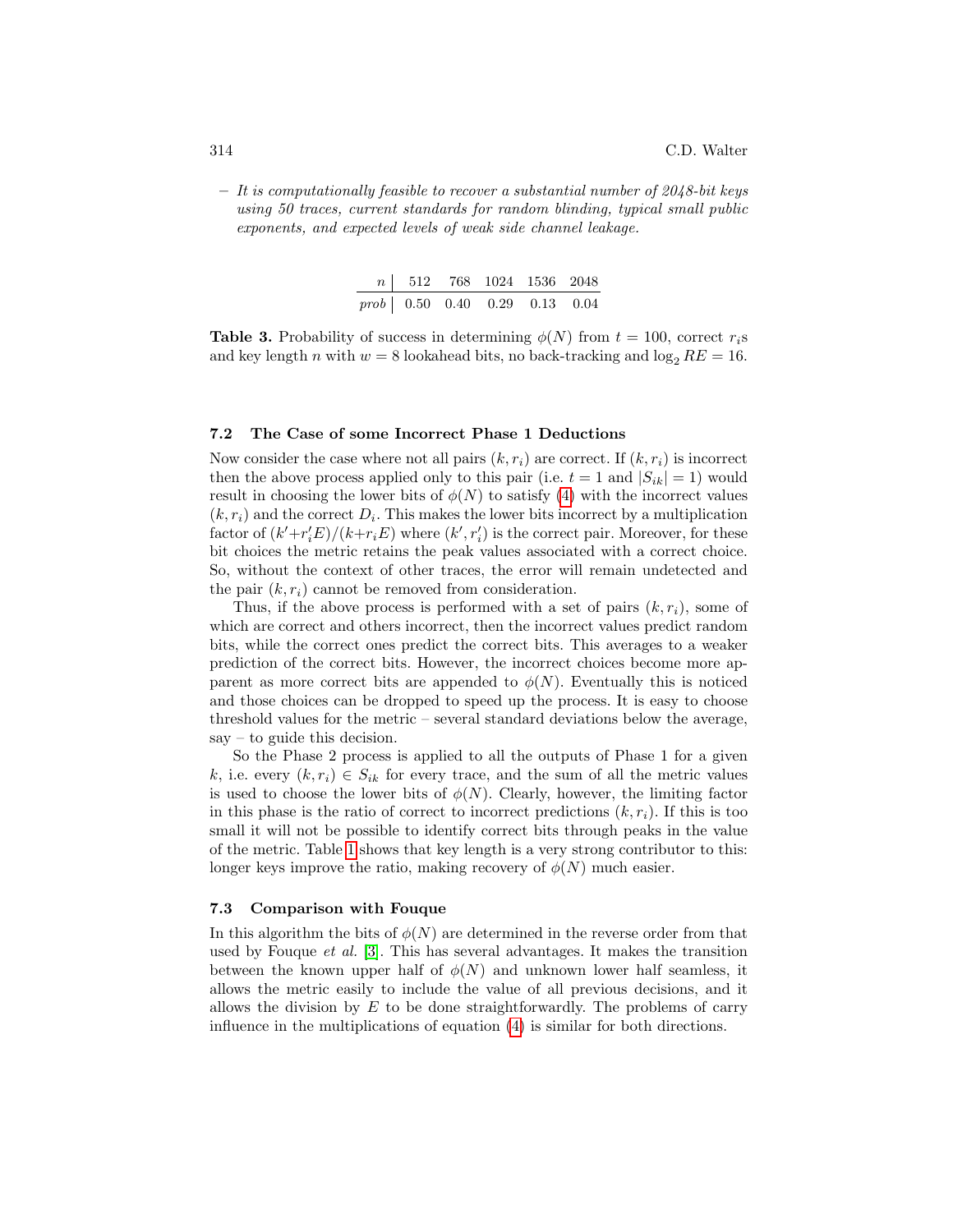– *It is computationally feasible to recover a substantial number of 2048-bit keys using 50 traces, current standards for random blinding, typical small public exponents, and expected levels of weak side channel leakage.*

| $n$ | 512 | 768 | 1024 | 1536 | 2048 |
|---|---|---|---|---|---|
| *prob* | 0.50 | 0.40 | 0.29 | 0.13 | 0.04 |

**Table 3.** Probability of success in determining $\phi(N)$ from $t = 100$, correct $r_i$s and key length $n$ with $w = 8$ lookahead bits, no back-tracking and $\log_2 RE = 16$.

### 7.2 The Case of some Incorrect Phase 1 Deductions

Now consider the case where not all pairs $(k, r_i)$ are correct. If $(k, r_i)$ is incorrect then the above process applied only to this pair (i.e. $t = 1$ and $|S_{ik}| = 1$) would result in choosing the lower bits of $\phi(N)$ to satisfy (4) with the incorrect values $(k, r_i)$ and the correct $D_i$. This makes the lower bits incorrect by a multiplication factor of $(k'+r_i'E)/(k+r_iE)$ where $(k', r_i')$ is the correct pair. Moreover, for these bit choices the metric retains the peak values associated with a correct choice. So, without the context of other traces, the error will remain undetected and the pair $(k, r_i)$ cannot be removed from consideration.

Thus, if the above process is performed with a set of pairs $(k, r_i)$, some of which are correct and others incorrect, then the incorrect values predict random bits, while the correct ones predict the correct bits. This averages to a weaker prediction of the correct bits. However, the incorrect choices become more apparent as more correct bits are appended to $\phi(N)$. Eventually this is noticed and those choices can be dropped to speed up the process. It is easy to choose threshold values for the metric – several standard deviations below the average, say – to guide this decision.

So the Phase 2 process is applied to all the outputs of Phase 1 for a given $k$, i.e. every $(k, r_i) \in S_{ik}$ for every trace, and the sum of all the metric values is used to choose the lower bits of $\phi(N)$. Clearly, however, the limiting factor in this phase is the ratio of correct to incorrect predictions $(k, r_i)$. If this is too small it will not be possible to identify correct bits through peaks in the value of the metric. Table 1 shows that key length is a very strong contributor to this: longer keys improve the ratio, making recovery of $\phi(N)$ much easier.

### 7.3 Comparison with Fouque

In this algorithm the bits of $\phi(N)$ are determined in the reverse order from that used by Fouque *et al.* [3]. This has several advantages. It makes the transition between the known upper half of $\phi(N)$ and unknown lower half seamless, it allows the metric easily to include the value of all previous decisions, and it allows the division by $E$ to be done straightforwardly. The problems of carry influence in the multiplications of equation (4) is similar for both directions.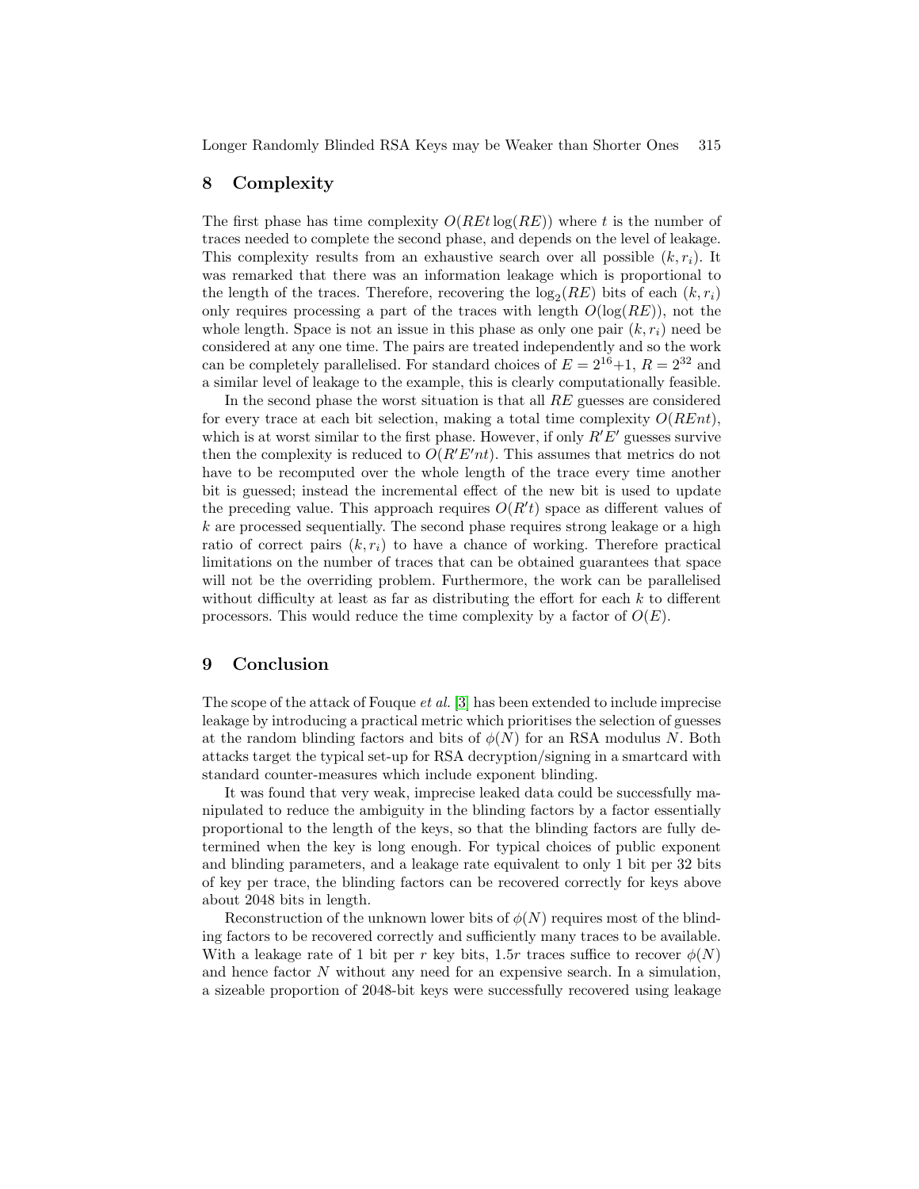## 8 Complexity

The first phase has time complexity $O(REt\log(RE))$ where $t$ is the number of traces needed to complete the second phase, and depends on the level of leakage. This complexity results from an exhaustive search over all possible $(k, r_i)$. It was remarked that there was an information leakage which is proportional to the length of the traces. Therefore, recovering the $\log_2(RE)$ bits of each $(k, r_i)$ only requires processing a part of the traces with length $O(\log(RE))$, not the whole length. Space is not an issue in this phase as only one pair $(k, r_i)$ need be considered at any one time. The pairs are treated independently and so the work can be completely parallelised. For standard choices of $E = 2^{16}+1$, $R = 2^{32}$ and a similar level of leakage to the example, this is clearly computationally feasible.

In the second phase the worst situation is that all $RE$ guesses are considered for every trace at each bit selection, making a total time complexity $O(REnt)$, which is at worst similar to the first phase. However, if only $R'E'$ guesses survive then the complexity is reduced to $O(R'E'nt)$. This assumes that metrics do not have to be recomputed over the whole length of the trace every time another bit is guessed; instead the incremental effect of the new bit is used to update the preceding value. This approach requires $O(R't)$ space as different values of $k$ are processed sequentially. The second phase requires strong leakage or a high ratio of correct pairs $(k, r_i)$ to have a chance of working. Therefore practical limitations on the number of traces that can be obtained guarantees that space will not be the overriding problem. Furthermore, the work can be parallelised without difficulty at least as far as distributing the effort for each $k$ to different processors. This would reduce the time complexity by a factor of $O(E)$.

## 9 Conclusion

The scope of the attack of Fouque *et al.* [3] has been extended to include imprecise leakage by introducing a practical metric which prioritises the selection of guesses at the random blinding factors and bits of $\phi(N)$ for an RSA modulus $N$. Both attacks target the typical set-up for RSA decryption/signing in a smartcard with standard counter-measures which include exponent blinding.

It was found that very weak, imprecise leaked data could be successfully manipulated to reduce the ambiguity in the blinding factors by a factor essentially proportional to the length of the keys, so that the blinding factors are fully determined when the key is long enough. For typical choices of public exponent and blinding parameters, and a leakage rate equivalent to only 1 bit per 32 bits of key per trace, the blinding factors can be recovered correctly for keys above about 2048 bits in length.

Reconstruction of the unknown lower bits of $\phi(N)$ requires most of the blinding factors to be recovered correctly and sufficiently many traces to be available. With a leakage rate of 1 bit per $r$ key bits, $1.5r$ traces suffice to recover $\phi(N)$ and hence factor $N$ without any need for an expensive search. In a simulation, a sizeable proportion of 2048-bit keys were successfully recovered using leakage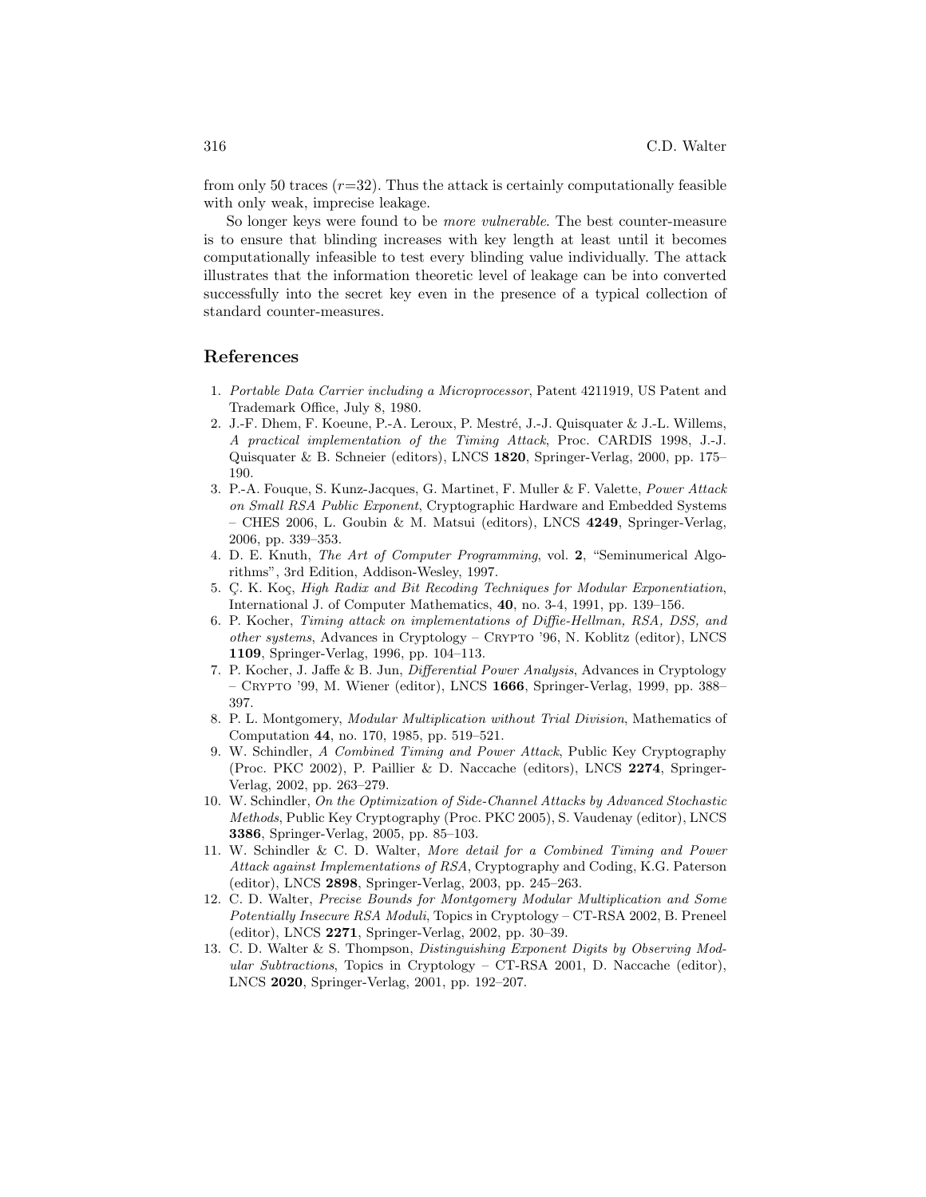from only 50 traces ($r$=32). Thus the attack is certainly computationally feasible with only weak, imprecise leakage.

So longer keys were found to be *more vulnerable*. The best counter-measure is to ensure that blinding increases with key length at least until it becomes computationally infeasible to test every blinding value individually. The attack illustrates that the information theoretic level of leakage can be into converted successfully into the secret key even in the presence of a typical collection of standard counter-measures.

## References

1. *Portable Data Carrier including a Microprocessor*, Patent 4211919, US Patent and Trademark Office, July 8, 1980.
2. J.-F. Dhem, F. Koeune, P.-A. Leroux, P. Mestré, J.-J. Quisquater & J.-L. Willems, *A practical implementation of the Timing Attack*, Proc. CARDIS 1998, J.-J. Quisquater & B. Schneier (editors), LNCS **1820**, Springer-Verlag, 2000, pp. 175–190.
3. P.-A. Fouque, S. Kunz-Jacques, G. Martinet, F. Muller & F. Valette, *Power Attack on Small RSA Public Exponent*, Cryptographic Hardware and Embedded Systems – CHES 2006, L. Goubin & M. Matsui (editors), LNCS **4249**, Springer-Verlag, 2006, pp. 339–353.
4. D. E. Knuth, *The Art of Computer Programming*, vol. **2**, "Seminumerical Algorithms", 3rd Edition, Addison-Wesley, 1997.
5. Ç. K. Koç, *High Radix and Bit Recoding Techniques for Modular Exponentiation*, International J. of Computer Mathematics, **40**, no. 3-4, 1991, pp. 139–156.
6. P. Kocher, *Timing attack on implementations of Diffie-Hellman, RSA, DSS, and other systems*, Advances in Cryptology – Crypto '96, N. Koblitz (editor), LNCS **1109**, Springer-Verlag, 1996, pp. 104–113.
7. P. Kocher, J. Jaffe & B. Jun, *Differential Power Analysis*, Advances in Cryptology – Crypto '99, M. Wiener (editor), LNCS **1666**, Springer-Verlag, 1999, pp. 388–397.
8. P. L. Montgomery, *Modular Multiplication without Trial Division*, Mathematics of Computation **44**, no. 170, 1985, pp. 519–521.
9. W. Schindler, *A Combined Timing and Power Attack*, Public Key Cryptography (Proc. PKC 2002), P. Paillier & D. Naccache (editors), LNCS **2274**, Springer-Verlag, 2002, pp. 263–279.
10. W. Schindler, *On the Optimization of Side-Channel Attacks by Advanced Stochastic Methods*, Public Key Cryptography (Proc. PKC 2005), S. Vaudenay (editor), LNCS **3386**, Springer-Verlag, 2005, pp. 85–103.
11. W. Schindler & C. D. Walter, *More detail for a Combined Timing and Power Attack against Implementations of RSA*, Cryptography and Coding, K.G. Paterson (editor), LNCS **2898**, Springer-Verlag, 2003, pp. 245–263.
12. C. D. Walter, *Precise Bounds for Montgomery Modular Multiplication and Some Potentially Insecure RSA Moduli*, Topics in Cryptology – CT-RSA 2002, B. Preneel (editor), LNCS **2271**, Springer-Verlag, 2002, pp. 30–39.
13. C. D. Walter & S. Thompson, *Distinguishing Exponent Digits by Observing Modular Subtractions*, Topics in Cryptology – CT-RSA 2001, D. Naccache (editor), LNCS **2020**, Springer-Verlag, 2001, pp. 192–207.